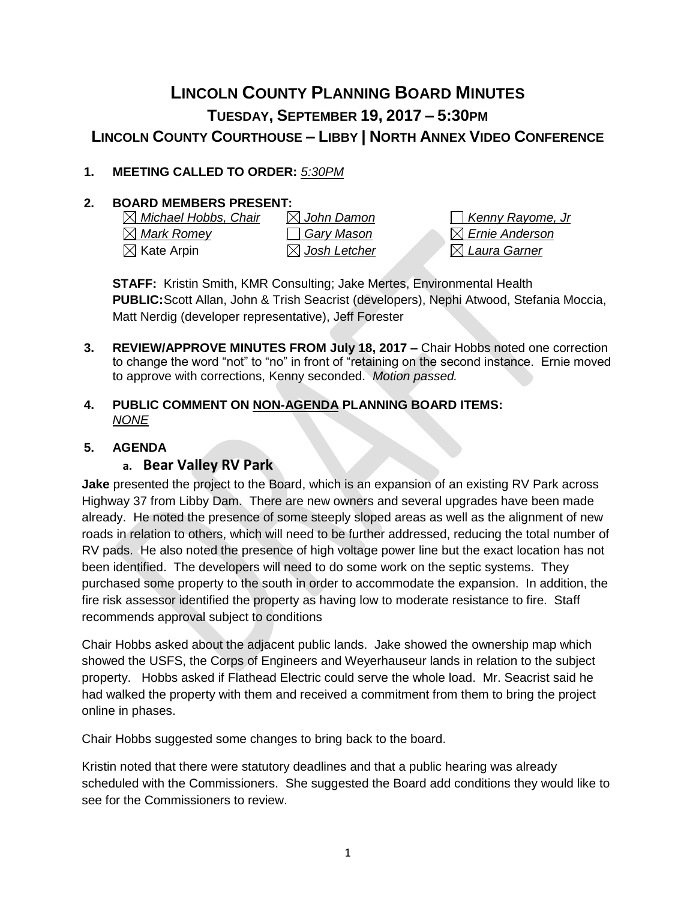# LINCOLN COUNTY PLANNING BOARD MINUTES

## TUESDAY, SEPTEMBER 19, 2017 – 5:30PM

## LINCOLN COUNTY COURTHOUSE – LIBBY | NORTH ANNEX VIDEO CONFERENCE

**1. MEETING CALLED TO ORDER:** *5:30PM*

**2. BOARD MEMBERS PRESENT:**

| | | |
|---|---|---|
| ☒ *Michael Hobbs, Chair* | ☒ *John Damon* | ☐ *Kenny Rayome, Jr* |
| ☒ *Mark Romey* | ☐ *Gary Mason* | ☒ *Ernie Anderson* |
| ☒ Kate Arpin | ☒ *Josh Letcher* | ☒ *Laura Garner* |

**STAFF:** Kristin Smith, KMR Consulting; Jake Mertes, Environmental Health
**PUBLIC:** Scott Allan, John & Trish Seacrist (developers), Nephi Atwood, Stefania Moccia, Matt Nerdig (developer representative), Jeff Forester

**3. REVIEW/APPROVE MINUTES FROM July 18, 2017 –** Chair Hobbs noted one correction to change the word "not" to "no" in front of "retaining on the second instance. Ernie moved to approve with corrections, Kenny seconded. *Motion passed.*

**4. PUBLIC COMMENT ON NON-AGENDA PLANNING BOARD ITEMS:**
*NONE*

**5. AGENDA**

**a. Bear Valley RV Park**

**Jake** presented the project to the Board, which is an expansion of an existing RV Park across Highway 37 from Libby Dam. There are new owners and several upgrades have been made already. He noted the presence of some steeply sloped areas as well as the alignment of new roads in relation to others, which will need to be further addressed, reducing the total number of RV pads. He also noted the presence of high voltage power line but the exact location has not been identified. The developers will need to do some work on the septic systems. They purchased some property to the south in order to accommodate the expansion. In addition, the fire risk assessor identified the property as having low to moderate resistance to fire. Staff recommends approval subject to conditions

Chair Hobbs asked about the adjacent public lands. Jake showed the ownership map which showed the USFS, the Corps of Engineers and Weyerhauseur lands in relation to the subject property. Hobbs asked if Flathead Electric could serve the whole load. Mr. Seacrist said he had walked the property with them and received a commitment from them to bring the project online in phases.

Chair Hobbs suggested some changes to bring back to the board.

Kristin noted that there were statutory deadlines and that a public hearing was already scheduled with the Commissioners. She suggested the Board add conditions they would like to see for the Commissioners to review.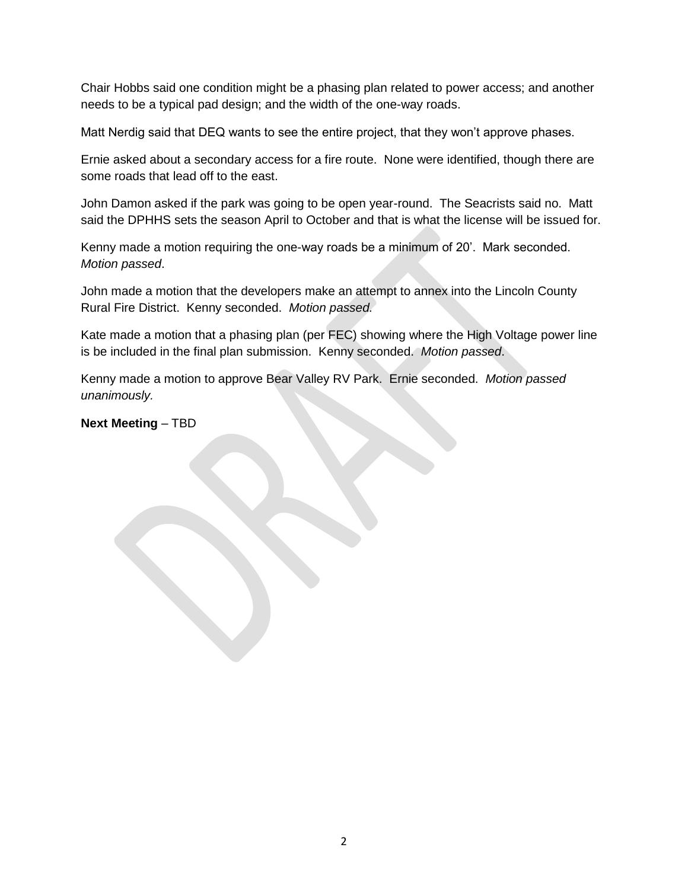Chair Hobbs said one condition might be a phasing plan related to power access; and another needs to be a typical pad design; and the width of the one-way roads.

Matt Nerdig said that DEQ wants to see the entire project, that they won't approve phases.

Ernie asked about a secondary access for a fire route. None were identified, though there are some roads that lead off to the east.

John Damon asked if the park was going to be open year-round. The Seacrists said no. Matt said the DPHHS sets the season April to October and that is what the license will be issued for.

Kenny made a motion requiring the one-way roads be a minimum of 20'. Mark seconded. *Motion passed*.

John made a motion that the developers make an attempt to annex into the Lincoln County Rural Fire District. Kenny seconded. *Motion passed.*

Kate made a motion that a phasing plan (per FEC) showing where the High Voltage power line is be included in the final plan submission. Kenny seconded. *Motion passed*.

Kenny made a motion to approve Bear Valley RV Park. Ernie seconded. *Motion passed unanimously.*

**Next Meeting** – TBD